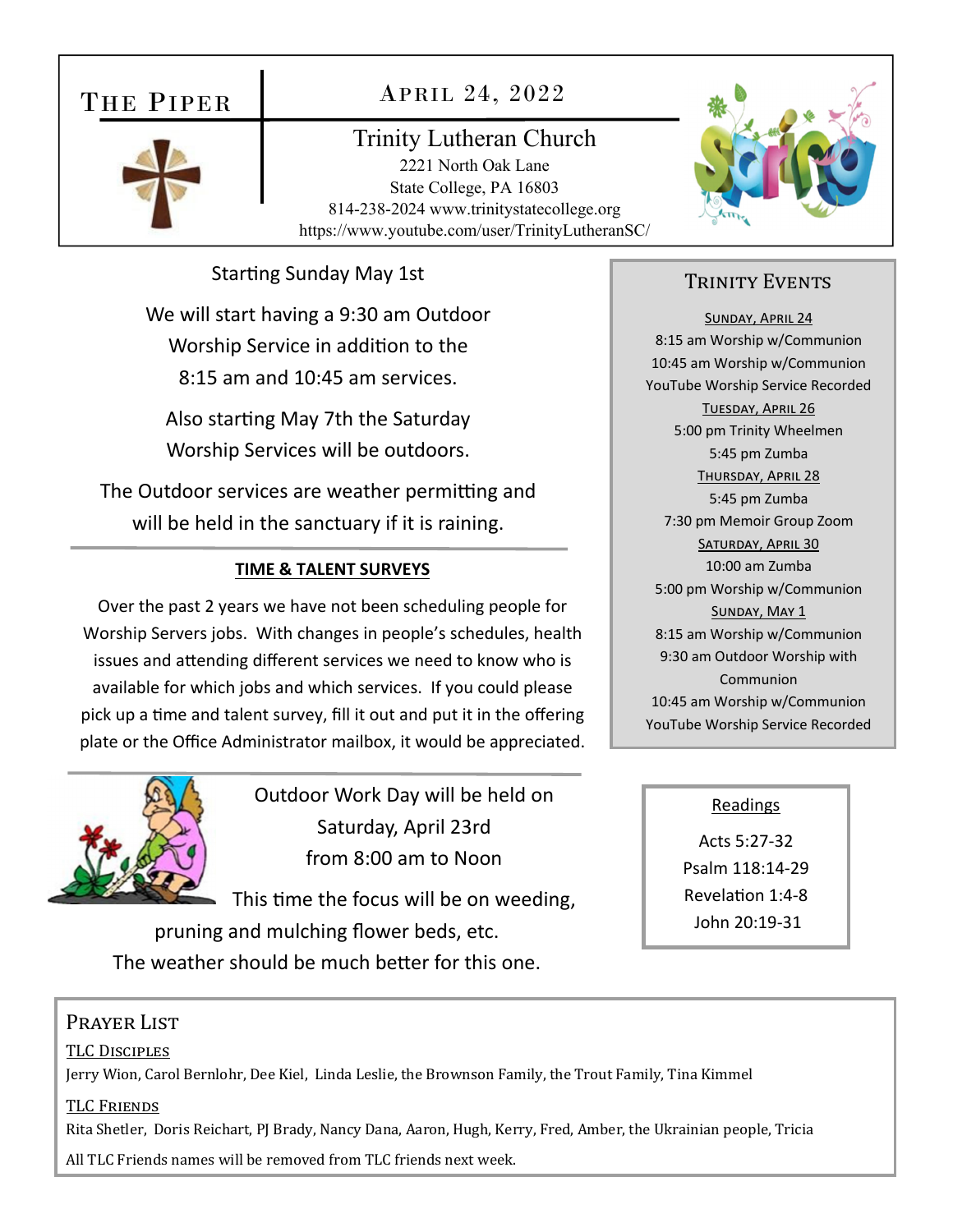# The Piper

## April 24, 2022

Trinity Lutheran Church
2221 North Oak Lane
State College, PA 16803
814-238-2024 www.trinitystatecollege.org
https://www.youtube.com/user/TrinityLutheranSC/

Starting Sunday May 1st

We will start having a 9:30 am Outdoor Worship Service in addition to the 8:15 am and 10:45 am services.

Also starting May 7th the Saturday Worship Services will be outdoors.

The Outdoor services are weather permitting and will be held in the sanctuary if it is raining.

**TIME & TALENT SURVEYS**

Over the past 2 years we have not been scheduling people for Worship Servers jobs. With changes in people's schedules, health issues and attending different services we need to know who is available for which jobs and which services. If you could please pick up a time and talent survey, fill it out and put it in the offering plate or the Office Administrator mailbox, it would be appreciated.

Outdoor Work Day will be held on Saturday, April 23rd from 8:00 am to Noon

This time the focus will be on weeding, pruning and mulching flower beds, etc. The weather should be much better for this one.

## Trinity Events

Sunday, April 24
8:15 am Worship w/Communion
10:45 am Worship w/Communion
YouTube Worship Service Recorded

Tuesday, April 26
5:00 pm Trinity Wheelmen
5:45 pm Zumba

Thursday, April 28
5:45 pm Zumba
7:30 pm Memoir Group Zoom

Saturday, April 30
10:00 am Zumba
5:00 pm Worship w/Communion

Sunday, May 1
8:15 am Worship w/Communion
9:30 am Outdoor Worship with Communion
10:45 am Worship w/Communion
YouTube Worship Service Recorded

## Readings

Acts 5:27-32
Psalm 118:14-29
Revelation 1:4-8
John 20:19-31

## Prayer List

TLC Disciples

Jerry Wion, Carol Bernlohr, Dee Kiel, Linda Leslie, the Brownson Family, the Trout Family, Tina Kimmel

TLC Friends

Rita Shetler, Doris Reichart, PJ Brady, Nancy Dana, Aaron, Hugh, Kerry, Fred, Amber, the Ukrainian people, Tricia

All TLC Friends names will be removed from TLC friends next week.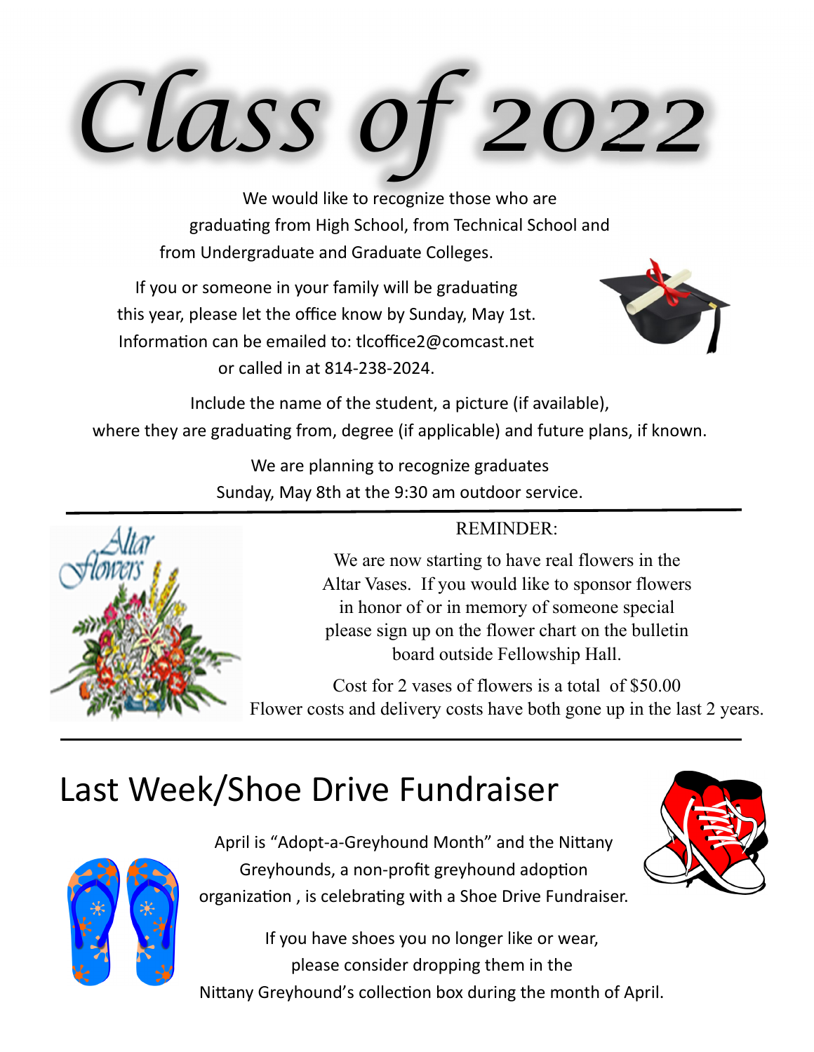# Class of 2022

We would like to recognize those who are graduating from High School, from Technical School and from Undergraduate and Graduate Colleges.

If you or someone in your family will be graduating this year, please let the office know by Sunday, May 1st. Information can be emailed to: tlcoffice2@comcast.net or called in at 814-238-2024.

Include the name of the student, a picture (if available), where they are graduating from, degree (if applicable) and future plans, if known.

We are planning to recognize graduates Sunday, May 8th at the 9:30 am outdoor service.

---

Altar Flowers

REMINDER:

We are now starting to have real flowers in the Altar Vases. If you would like to sponsor flowers in honor of or in memory of someone special please sign up on the flower chart on the bulletin board outside Fellowship Hall.

Cost for 2 vases of flowers is a total of $50.00
Flower costs and delivery costs have both gone up in the last 2 years.

---

## Last Week/Shoe Drive Fundraiser

April is "Adopt-a-Greyhound Month" and the Nittany Greyhounds, a non-profit greyhound adoption organization , is celebrating with a Shoe Drive Fundraiser.

If you have shoes you no longer like or wear, please consider dropping them in the Nittany Greyhound's collection box during the month of April.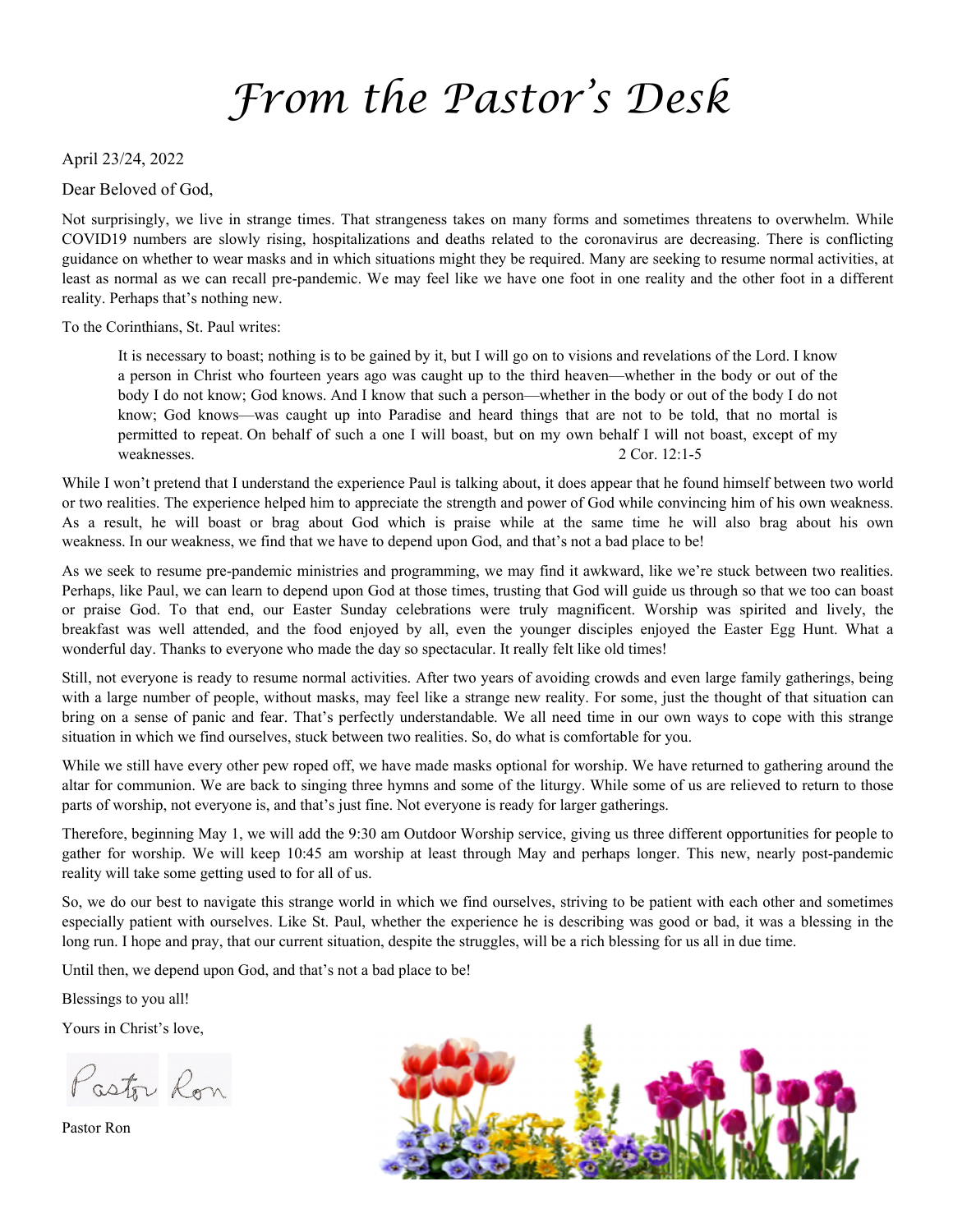# *From the Pastor's Desk*

April 23/24, 2022

Dear Beloved of God,

Not surprisingly, we live in strange times. That strangeness takes on many forms and sometimes threatens to overwhelm. While COVID19 numbers are slowly rising, hospitalizations and deaths related to the coronavirus are decreasing. There is conflicting guidance on whether to wear masks and in which situations might they be required. Many are seeking to resume normal activities, at least as normal as we can recall pre-pandemic. We may feel like we have one foot in one reality and the other foot in a different reality. Perhaps that's nothing new.

To the Corinthians, St. Paul writes:

> It is necessary to boast; nothing is to be gained by it, but I will go on to visions and revelations of the Lord. I know a person in Christ who fourteen years ago was caught up to the third heaven—whether in the body or out of the body I do not know; God knows. And I know that such a person—whether in the body or out of the body I do not know; God knows—was caught up into Paradise and heard things that are not to be told, that no mortal is permitted to repeat. On behalf of such a one I will boast, but on my own behalf I will not boast, except of my weaknesses. 2 Cor. 12:1-5

While I won't pretend that I understand the experience Paul is talking about, it does appear that he found himself between two world or two realities. The experience helped him to appreciate the strength and power of God while convincing him of his own weakness. As a result, he will boast or brag about God which is praise while at the same time he will also brag about his own weakness. In our weakness, we find that we have to depend upon God, and that's not a bad place to be!

As we seek to resume pre-pandemic ministries and programming, we may find it awkward, like we're stuck between two realities. Perhaps, like Paul, we can learn to depend upon God at those times, trusting that God will guide us through so that we too can boast or praise God. To that end, our Easter Sunday celebrations were truly magnificent. Worship was spirited and lively, the breakfast was well attended, and the food enjoyed by all, even the younger disciples enjoyed the Easter Egg Hunt. What a wonderful day. Thanks to everyone who made the day so spectacular. It really felt like old times!

Still, not everyone is ready to resume normal activities. After two years of avoiding crowds and even large family gatherings, being with a large number of people, without masks, may feel like a strange new reality. For some, just the thought of that situation can bring on a sense of panic and fear. That's perfectly understandable. We all need time in our own ways to cope with this strange situation in which we find ourselves, stuck between two realities. So, do what is comfortable for you.

While we still have every other pew roped off, we have made masks optional for worship. We have returned to gathering around the altar for communion. We are back to singing three hymns and some of the liturgy. While some of us are relieved to return to those parts of worship, not everyone is, and that's just fine. Not everyone is ready for larger gatherings.

Therefore, beginning May 1, we will add the 9:30 am Outdoor Worship service, giving us three different opportunities for people to gather for worship. We will keep 10:45 am worship at least through May and perhaps longer. This new, nearly post-pandemic reality will take some getting used to for all of us.

So, we do our best to navigate this strange world in which we find ourselves, striving to be patient with each other and sometimes especially patient with ourselves. Like St. Paul, whether the experience he is describing was good or bad, it was a blessing in the long run. I hope and pray, that our current situation, despite the struggles, will be a rich blessing for us all in due time.

Until then, we depend upon God, and that's not a bad place to be!

Blessings to you all!

Yours in Christ's love,

Pastor Ron

Pastor Ron